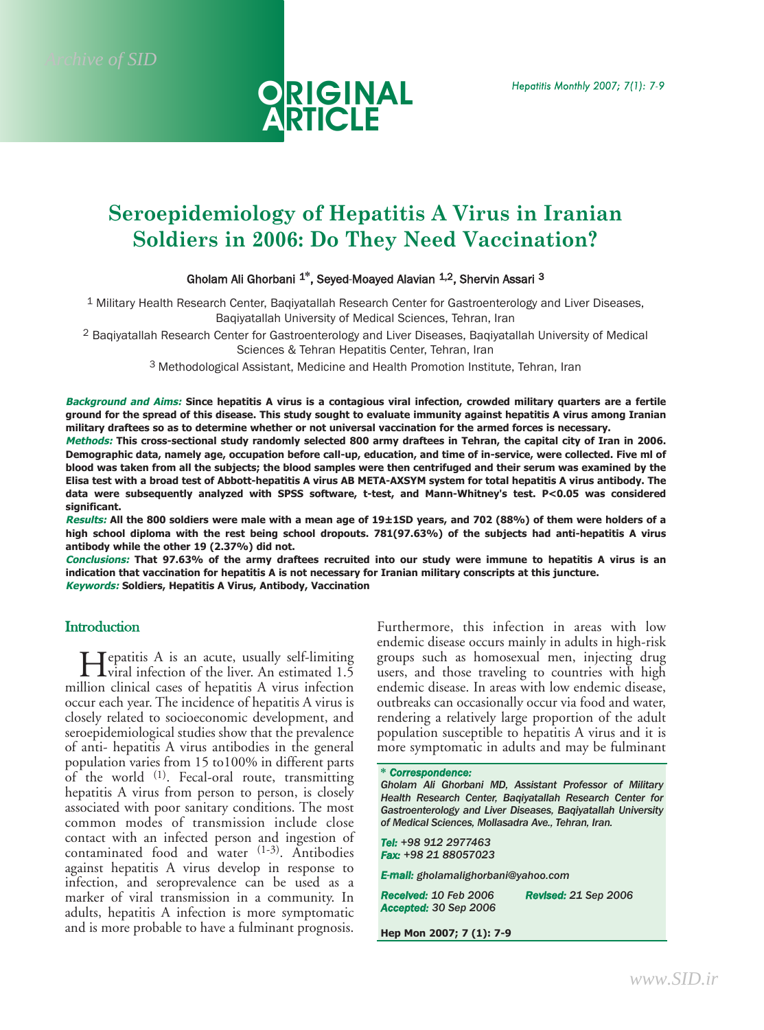ORIGINAL ARTICLE

# Seroepidemiology of Hepatitis A Virus in Iranian Soldiers in 2006: Do They Need Vaccination?

Gholam Ali Ghorbani [1*], Seyed-Moayed Alavian [1,2], Shervin Assari [3]

[1] Military Health Research Center, Baqiyatallah Research Center for Gastroenterology and Liver Diseases, Baqiyatallah University of Medical Sciences, Tehran, Iran

[2] Baqiyatallah Research Center for Gastroenterology and Liver Diseases, Baqiyatallah University of Medical Sciences & Tehran Hepatitis Center, Tehran, Iran

[3] Methodological Assistant, Medicine and Health Promotion Institute, Tehran, Iran

***Background and Aims:*** **Since hepatitis A virus is a contagious viral infection, crowded military quarters are a fertile ground for the spread of this disease. This study sought to evaluate immunity against hepatitis A virus among Iranian military draftees so as to determine whether or not universal vaccination for the armed forces is necessary.**

***Methods:*** **This cross-sectional study randomly selected 800 army draftees in Tehran, the capital city of Iran in 2006. Demographic data, namely age, occupation before call-up, education, and time of in-service, were collected. Five ml of blood was taken from all the subjects; the blood samples were then centrifuged and their serum was examined by the Elisa test with a broad test of Abbott-hepatitis A virus AB META-AXSYM system for total hepatitis A virus antibody. The data were subsequently analyzed with SPSS software, t-test, and Mann-Whitney's test. P<0.05 was considered significant.**

***Results:*** **All the 800 soldiers were male with a mean age of 19±1SD years, and 702 (88%) of them were holders of a high school diploma with the rest being school dropouts. 781(97.63%) of the subjects had anti-hepatitis A virus antibody while the other 19 (2.37%) did not.**

***Conclusions:*** **That 97.63% of the army draftees recruited into our study were immune to hepatitis A virus is an indication that vaccination for hepatitis A is not necessary for Iranian military conscripts at this juncture.**

***Keywords:*** **Soldiers, Hepatitis A Virus, Antibody, Vaccination**

## Introduction

Hepatitis A is an acute, usually self-limiting viral infection of the liver. An estimated 1.5 million clinical cases of hepatitis A virus infection occur each year. The incidence of hepatitis A virus is closely related to socioeconomic development, and seroepidemiological studies show that the prevalence of anti- hepatitis A virus antibodies in the general population varies from 15 to100% in different parts of the world [1]. Fecal-oral route, transmitting hepatitis A virus from person to person, is closely associated with poor sanitary conditions. The most common modes of transmission include close contact with an infected person and ingestion of contaminated food and water [1-3]. Antibodies against hepatitis A virus develop in response to infection, and seroprevalence can be used as a marker of viral transmission in a community. In adults, hepatitis A infection is more symptomatic and is more probable to have a fulminant prognosis. Furthermore, this infection in areas with low endemic disease occurs mainly in adults in high-risk groups such as homosexual men, injecting drug users, and those traveling to countries with high endemic disease. In areas with low endemic disease, outbreaks can occasionally occur via food and water, rendering a relatively large proportion of the adult population susceptible to hepatitis A virus and it is more symptomatic in adults and may be fulminant

---

*** Correspondence:***
*Gholam Ali Ghorbani MD, Assistant Professor of Military Health Research Center, Baqiyatallah Research Center for Gastroenterology and Liver Diseases, Baqiyatallah University of Medical Sciences, Mollasadra Ave., Tehran, Iran.*

***Tel:*** *+98 912 2977463*
***Fax:*** *+98 21 88057023*

***E-mail:*** *gholamalighorbani@yahoo.com*

***Received:*** *10 Feb 2006* ***Revised:*** *21 Sep 2006*
***Accepted:*** *30 Sep 2006*

**Hep Mon 2007; 7 (1): 7-9**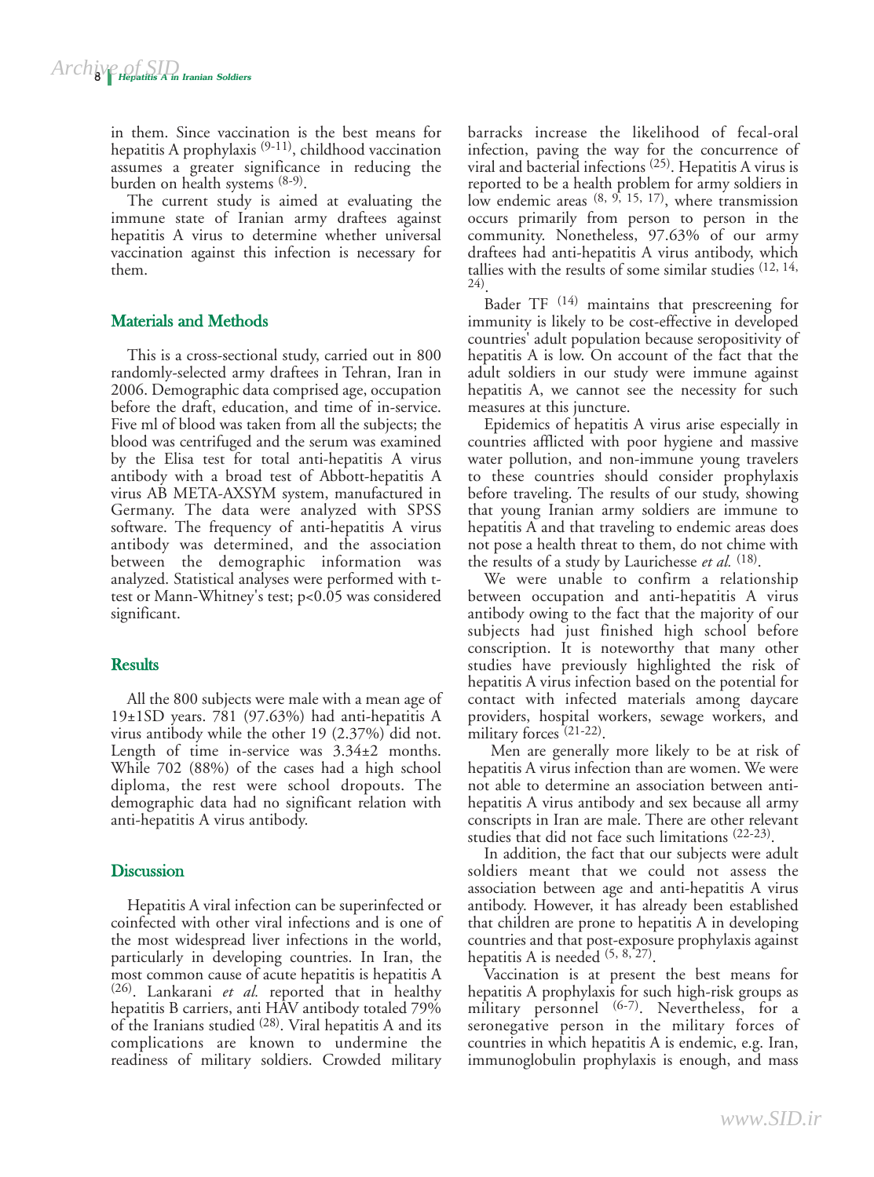in them. Since vaccination is the best means for hepatitis A prophylaxis [9-11], childhood vaccination assumes a greater significance in reducing the burden on health systems [8-9].

The current study is aimed at evaluating the immune state of Iranian army draftees against hepatitis A virus to determine whether universal vaccination against this infection is necessary for them.

## Materials and Methods

This is a cross-sectional study, carried out in 800 randomly-selected army draftees in Tehran, Iran in 2006. Demographic data comprised age, occupation before the draft, education, and time of in-service. Five ml of blood was taken from all the subjects; the blood was centrifuged and the serum was examined by the Elisa test for total anti-hepatitis A virus antibody with a broad test of Abbott-hepatitis A virus AB META-AXSYM system, manufactured in Germany. The data were analyzed with SPSS software. The frequency of anti-hepatitis A virus antibody was determined, and the association between the demographic information was analyzed. Statistical analyses were performed with t-test or Mann-Whitney's test; $p<0.05$ was considered significant.

## Results

All the 800 subjects were male with a mean age of 19±1SD years. 781 (97.63%) had anti-hepatitis A virus antibody while the other 19 (2.37%) did not. Length of time in-service was 3.34±2 months. While 702 (88%) of the cases had a high school diploma, the rest were school dropouts. The demographic data had no significant relation with anti-hepatitis A virus antibody.

## Discussion

Hepatitis A viral infection can be superinfected or coinfected with other viral infections and is one of the most widespread liver infections in the world, particularly in developing countries. In Iran, the most common cause of acute hepatitis is hepatitis A [26]. Lankarani *et al.* reported that in healthy hepatitis B carriers, anti HAV antibody totaled 79% of the Iranians studied [28]. Viral hepatitis A and its complications are known to undermine the readiness of military soldiers. Crowded military barracks increase the likelihood of fecal-oral infection, paving the way for the concurrence of viral and bacterial infections [25]. Hepatitis A virus is reported to be a health problem for army soldiers in low endemic areas [8, 9, 15, 17], where transmission occurs primarily from person to person in the community. Nonetheless, 97.63% of our army draftees had anti-hepatitis A virus antibody, which tallies with the results of some similar studies [12, 14, 24].

Bader TF [14] maintains that prescreening for immunity is likely to be cost-effective in developed countries' adult population because seropositivity of hepatitis A is low. On account of the fact that the adult soldiers in our study were immune against hepatitis A, we cannot see the necessity for such measures at this juncture.

Epidemics of hepatitis A virus arise especially in countries afflicted with poor hygiene and massive water pollution, and non-immune young travelers to these countries should consider prophylaxis before traveling. The results of our study, showing that young Iranian army soldiers are immune to hepatitis A and that traveling to endemic areas does not pose a health threat to them, do not chime with the results of a study by Laurichesse *et al.* [18].

We were unable to confirm a relationship between occupation and anti-hepatitis A virus antibody owing to the fact that the majority of our subjects had just finished high school before conscription. It is noteworthy that many other studies have previously highlighted the risk of hepatitis A virus infection based on the potential for contact with infected materials among daycare providers, hospital workers, sewage workers, and military forces [21-22].

Men are generally more likely to be at risk of hepatitis A virus infection than are women. We were not able to determine an association between anti-hepatitis A virus antibody and sex because all army conscripts in Iran are male. There are other relevant studies that did not face such limitations [22-23].

In addition, the fact that our subjects were adult soldiers meant that we could not assess the association between age and anti-hepatitis A virus antibody. However, it has already been established that children are prone to hepatitis A in developing countries and that post-exposure prophylaxis against hepatitis A is needed [5, 8, 27].

Vaccination is at present the best means for hepatitis A prophylaxis for such high-risk groups as military personnel [6-7]. Nevertheless, for a seronegative person in the military forces of countries in which hepatitis A is endemic, e.g. Iran, immunoglobulin prophylaxis is enough, and mass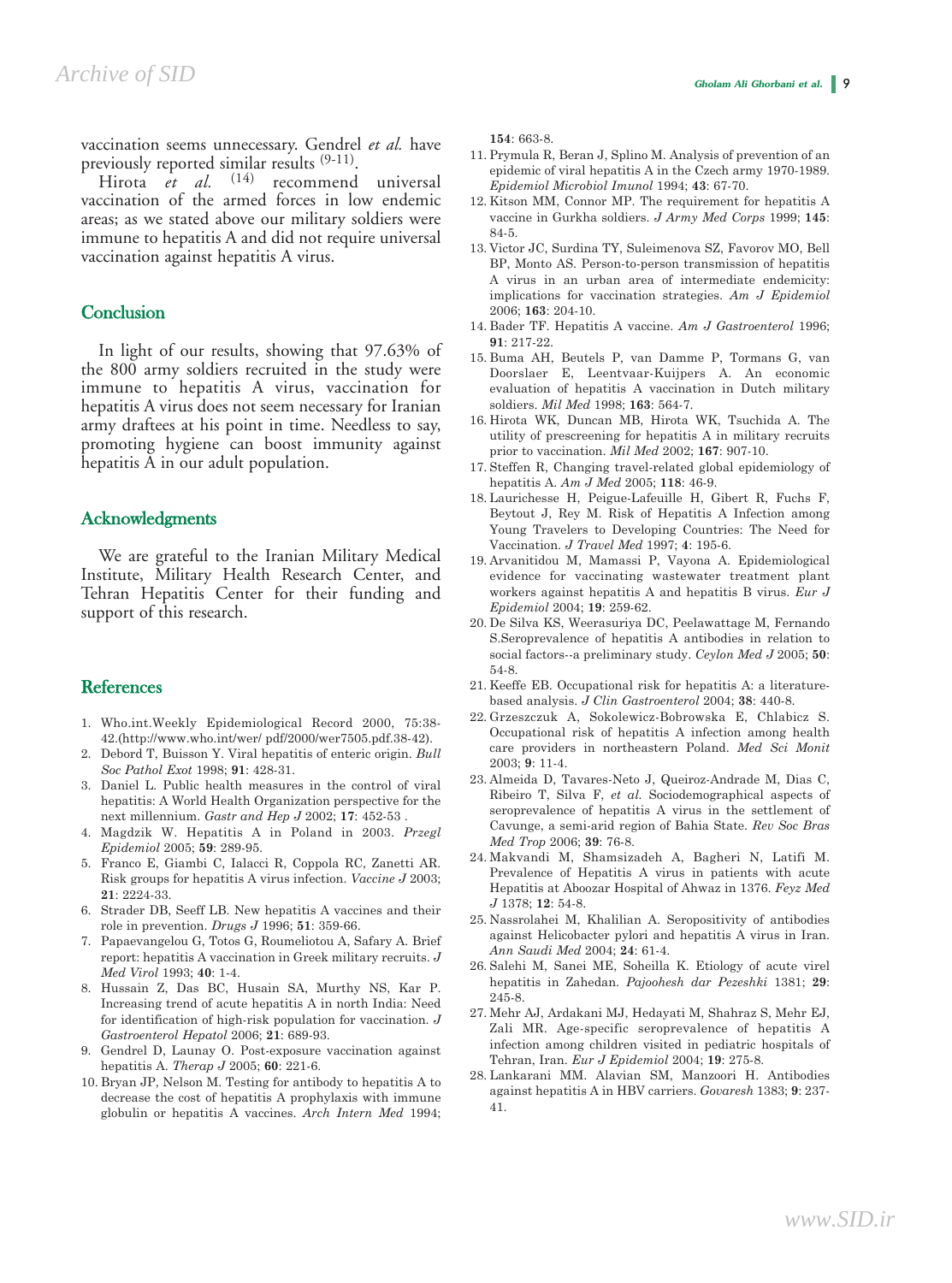vaccination seems unnecessary. Gendrel *et al.* have previously reported similar results [9-11].

Hirota *et al.* [14] recommend universal vaccination of the armed forces in low endemic areas; as we stated above our military soldiers were immune to hepatitis A and did not require universal vaccination against hepatitis A virus.

## Conclusion

In light of our results, showing that 97.63% of the 800 army soldiers recruited in the study were immune to hepatitis A virus, vaccination for hepatitis A virus does not seem necessary for Iranian army draftees at his point in time. Needless to say, promoting hygiene can boost immunity against hepatitis A in our adult population.

## Acknowledgments

We are grateful to the Iranian Military Medical Institute, Military Health Research Center, and Tehran Hepatitis Center for their funding and support of this research.

## References

1. Who.int.Weekly Epidemiological Record 2000, 75:38-42.(http://www.who.int/wer/ pdf/2000/wer7505.pdf.38-42).
2. Debord T, Buisson Y. Viral hepatitis of enteric origin. *Bull Soc Pathol Exot* 1998; **91**: 428-31.
3. Daniel L. Public health measures in the control of viral hepatitis: A World Health Organization perspective for the next millennium. *Gastr and Hep J* 2002; **17**: 452-53 .
4. Magdzik W. Hepatitis A in Poland in 2003. *Przegl Epidemiol* 2005; **59**: 289-95.
5. Franco E, Giambi C, Ialacci R, Coppola RC, Zanetti AR. Risk groups for hepatitis A virus infection. *Vaccine J* 2003; **21**: 2224-33.
6. Strader DB, Seeff LB. New hepatitis A vaccines and their role in prevention. *Drugs J* 1996; **51**: 359-66.
7. Papaevangelou G, Totos G, Roumeliotou A, Safary A. Brief report: hepatitis A vaccination in Greek military recruits. *J Med Virol* 1993; **40**: 1-4.
8. Hussain Z, Das BC, Husain SA, Murthy NS, Kar P. Increasing trend of acute hepatitis A in north India: Need for identification of high-risk population for vaccination. *J Gastroenterol Hepatol* 2006; **21**: 689-93.
9. Gendrel D, Launay O. Post-exposure vaccination against hepatitis A. *Therap J* 2005; **60**: 221-6.
10. Bryan JP, Nelson M. Testing for antibody to hepatitis A to decrease the cost of hepatitis A prophylaxis with immune globulin or hepatitis A vaccines. *Arch Intern Med* 1994; **154**: 663-8.
11. Prymula R, Beran J, Splino M. Analysis of prevention of an epidemic of viral hepatitis A in the Czech army 1970-1989. *Epidemiol Microbiol Imunol* 1994; **43**: 67-70.
12. Kitson MM, Connor MP. The requirement for hepatitis A vaccine in Gurkha soldiers. *J Army Med Corps* 1999; **145**: 84-5.
13. Victor JC, Surdina TY, Suleimenova SZ, Favorov MO, Bell BP, Monto AS. Person-to-person transmission of hepatitis A virus in an urban area of intermediate endemicity: implications for vaccination strategies. *Am J Epidemiol* 2006; **163**: 204-10.
14. Bader TF. Hepatitis A vaccine. *Am J Gastroenterol* 1996; **91**: 217-22.
15. Buma AH, Beutels P, van Damme P, Tormans G, van Doorslaer E, Leentvaar-Kuijpers A. An economic evaluation of hepatitis A vaccination in Dutch military soldiers. *Mil Med* 1998; **163**: 564-7.
16. Hirota WK, Duncan MB, Hirota WK, Tsuchida A. The utility of prescreening for hepatitis A in military recruits prior to vaccination. *Mil Med* 2002; **167**: 907-10.
17. Steffen R, Changing travel-related global epidemiology of hepatitis A. *Am J Med* 2005; **118**: 46-9.
18. Laurichesse H, Peigue-Lafeuille H, Gibert R, Fuchs F, Beytout J, Rey M. Risk of Hepatitis A Infection among Young Travelers to Developing Countries: The Need for Vaccination. *J Travel Med* 1997; **4**: 195-6.
19. Arvanitidou M, Mamassi P, Vayona A. Epidemiological evidence for vaccinating wastewater treatment plant workers against hepatitis A and hepatitis B virus. *Eur J Epidemiol* 2004; **19**: 259-62.
20. De Silva KS, Weerasuriya DC, Peelawattage M, Fernando S.Seroprevalence of hepatitis A antibodies in relation to social factors--a preliminary study. *Ceylon Med J* 2005; **50**: 54-8.
21. Keeffe EB. Occupational risk for hepatitis A: a literature-based analysis. *J Clin Gastroenterol* 2004; **38**: 440-8.
22. Grzeszczuk A, Sokolewicz-Bobrowska E, Chlabicz S. Occupational risk of hepatitis A infection among health care providers in northeastern Poland. *Med Sci Monit* 2003; **9**: 11-4.
23. Almeida D, Tavares-Neto J, Queiroz-Andrade M, Dias C, Ribeiro T, Silva F, *et al.* Sociodemographical aspects of seroprevalence of hepatitis A virus in the settlement of Cavunge, a semi-arid region of Bahia State. *Rev Soc Bras Med Trop* 2006; **39**: 76-8.
24. Makvandi M, Shamsizadeh A, Bagheri N, Latifi M. Prevalence of Hepatitis A virus in patients with acute Hepatitis at Aboozar Hospital of Ahwaz in 1376. *Feyz Med J* 1378; **12**: 54-8.
25. Nassrolahei M, Khalilian A. Seropositivity of antibodies against Helicobacter pylori and hepatitis A virus in Iran. *Ann Saudi Med* 2004; **24**: 61-4.
26. Salehi M, Sanei ME, Soheilla K. Etiology of acute virel hepatitis in Zahedan. *Pajoohesh dar Pezeshki* 1381; **29**: 245-8.
27. Mehr AJ, Ardakani MJ, Hedayati M, Shahraz S, Mehr EJ, Zali MR. Age-specific seroprevalence of hepatitis A infection among children visited in pediatric hospitals of Tehran, Iran. *Eur J Epidemiol* 2004; **19**: 275-8.
28. Lankarani MM. Alavian SM, Manzoori H. Antibodies against hepatitis A in HBV carriers. *Govaresh* 1383; **9**: 237-41.